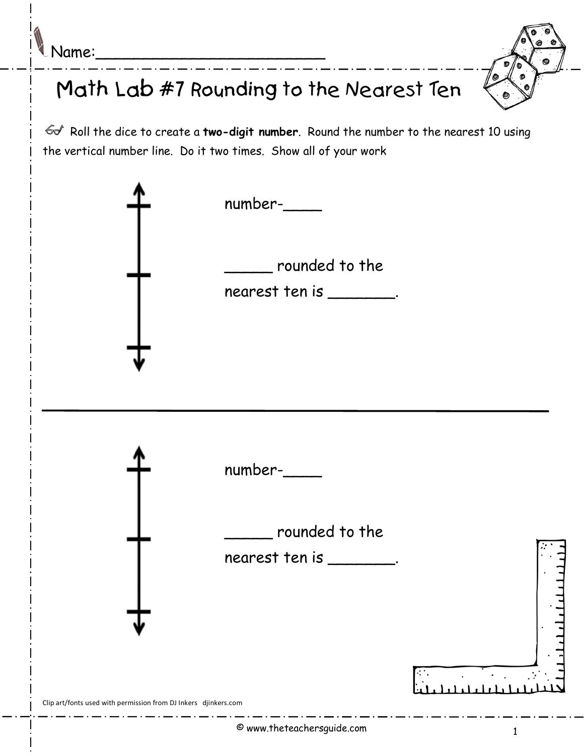Name:___________________________

# Math Lab #7 Rounding to the Nearest Ten

Roll the dice to create a **two-digit number**. Round the number to the nearest 10 using the vertical number line. Do it two times. Show all of your work

number-____

_____ rounded to the nearest ten is _______.

---

number-____

_____ rounded to the nearest ten is _______.

Clip art/fonts used with permission from DJ Inkers djinkers.com

© www.theteachersguide.com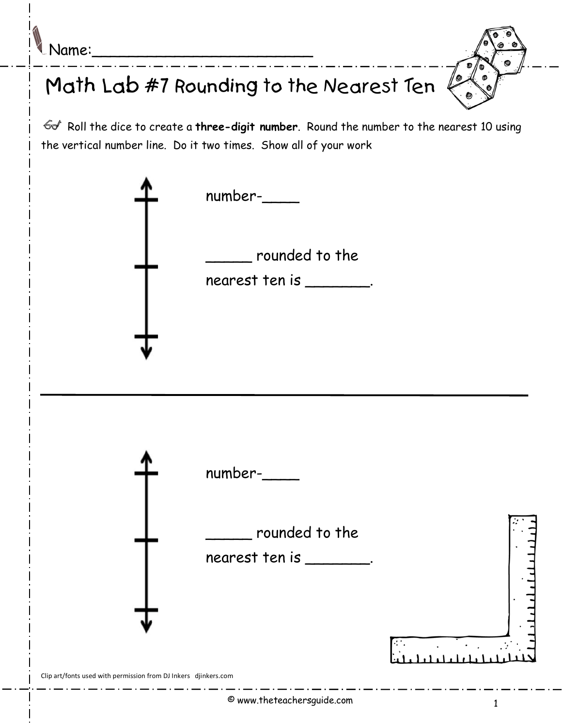Name:\_\_\_\_\_\_\_\_\_\_\_\_\_\_\_\_\_\_\_\_\_\_\_\_\_\_

# Math Lab #7 Rounding to the Nearest Ten

Roll the dice to create a **three-digit number**. Round the number to the nearest 10 using the vertical number line. Do it two times. Show all of your work

number-\_\_\_\_

\_\_\_\_\_ rounded to the nearest ten is \_\_\_\_\_\_\_.

---

number-\_\_\_\_

\_\_\_\_\_ rounded to the nearest ten is \_\_\_\_\_\_\_.

Clip art/fonts used with permission from DJ Inkers djinkers.com

© www.theteachersguide.com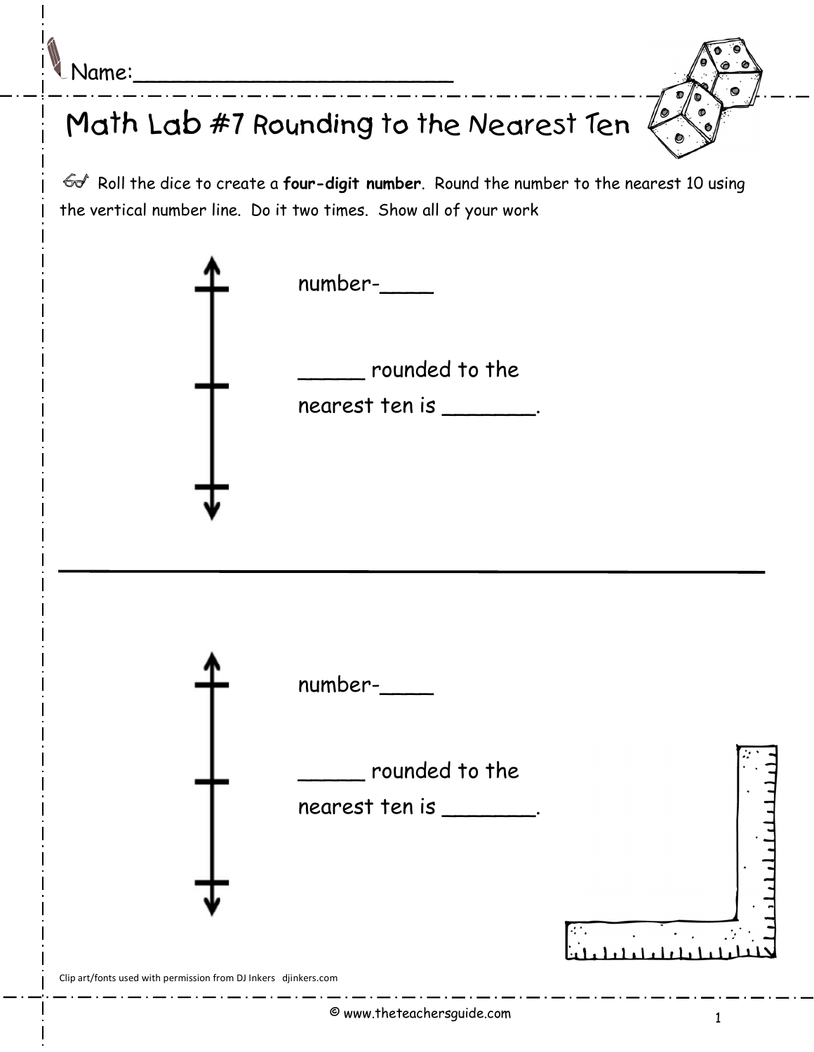Name:___________________________

# Math Lab #7 Rounding to the Nearest Ten

Roll the dice to create a **four-digit number**. Round the number to the nearest 10 using the vertical number line. Do it two times. Show all of your work

number-____

_____ rounded to the nearest ten is _______.

---

number-____

_____ rounded to the nearest ten is _______.

Clip art/fonts used with permission from DJ Inkers djinkers.com

© www.theteachersguide.com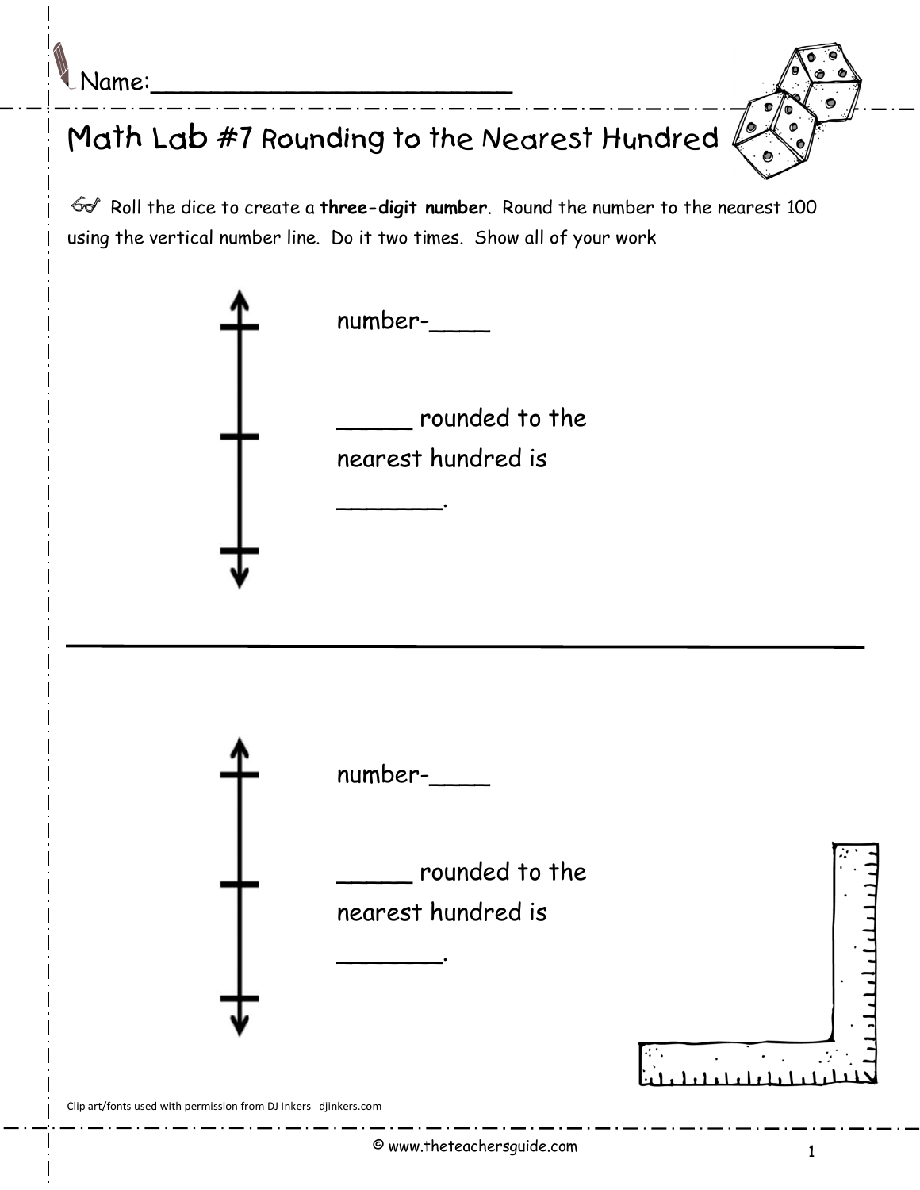Name:___________________________

# Math Lab #7 Rounding to the Nearest Hundred

Roll the dice to create a **three-digit number**. Round the number to the nearest 100 using the vertical number line. Do it two times. Show all of your work

number-____

_____ rounded to the nearest hundred is _______.

---

number-____

_____ rounded to the nearest hundred is _______.

Clip art/fonts used with permission from DJ Inkers djinkers.com

© www.theteachersguide.com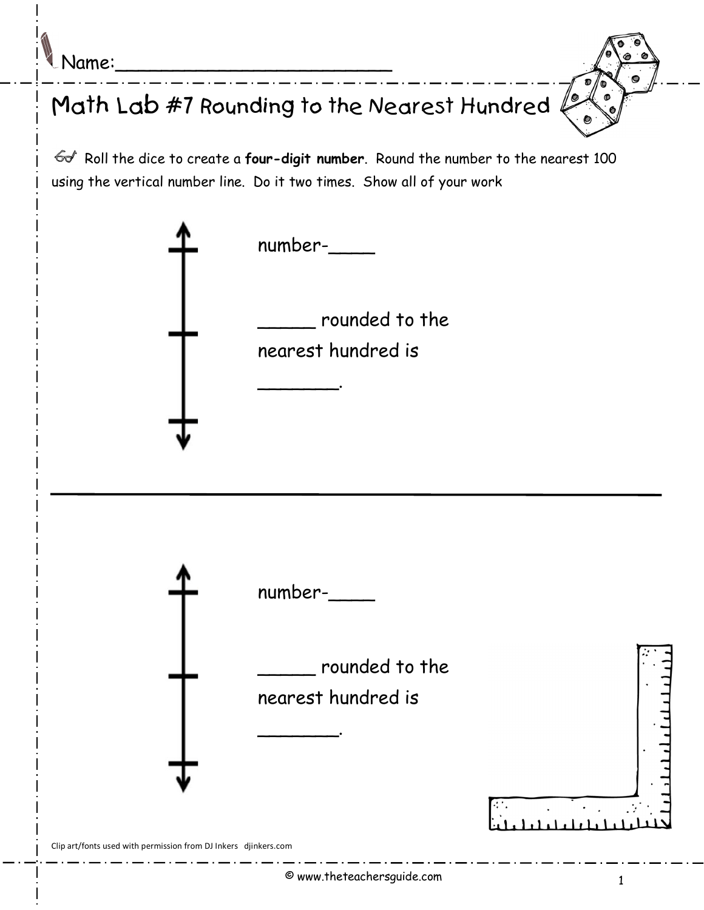Name:_________________________

# Math Lab #7 Rounding to the Nearest Hundred

Roll the dice to create a **four-digit number**. Round the number to the nearest 100 using the vertical number line. Do it two times. Show all of your work

number-____

_____ rounded to the nearest hundred is _______.

number-____

_____ rounded to the nearest hundred is _______.

Clip art/fonts used with permission from DJ Inkers djinkers.com

© www.theteachersguide.com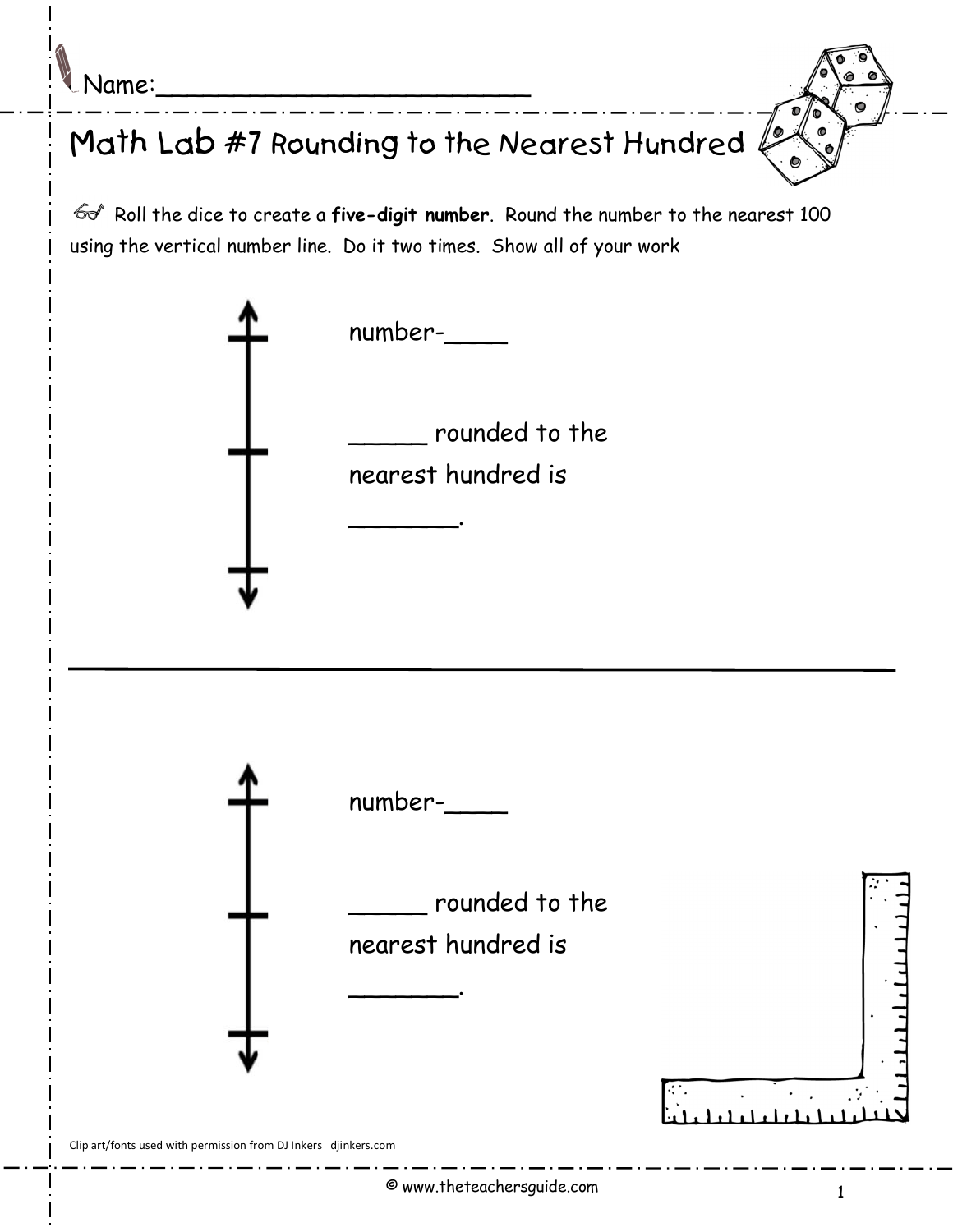Name:___________________________

# Math Lab #7 Rounding to the Nearest Hundred

Roll the dice to create a **five-digit number**. Round the number to the nearest 100 using the vertical number line. Do it two times. Show all of your work

number-____

_____ rounded to the nearest hundred is _______.

---

number-____

_____ rounded to the nearest hundred is _______.

Clip art/fonts used with permission from DJ Inkers djinkers.com

© www.theteachersguide.com